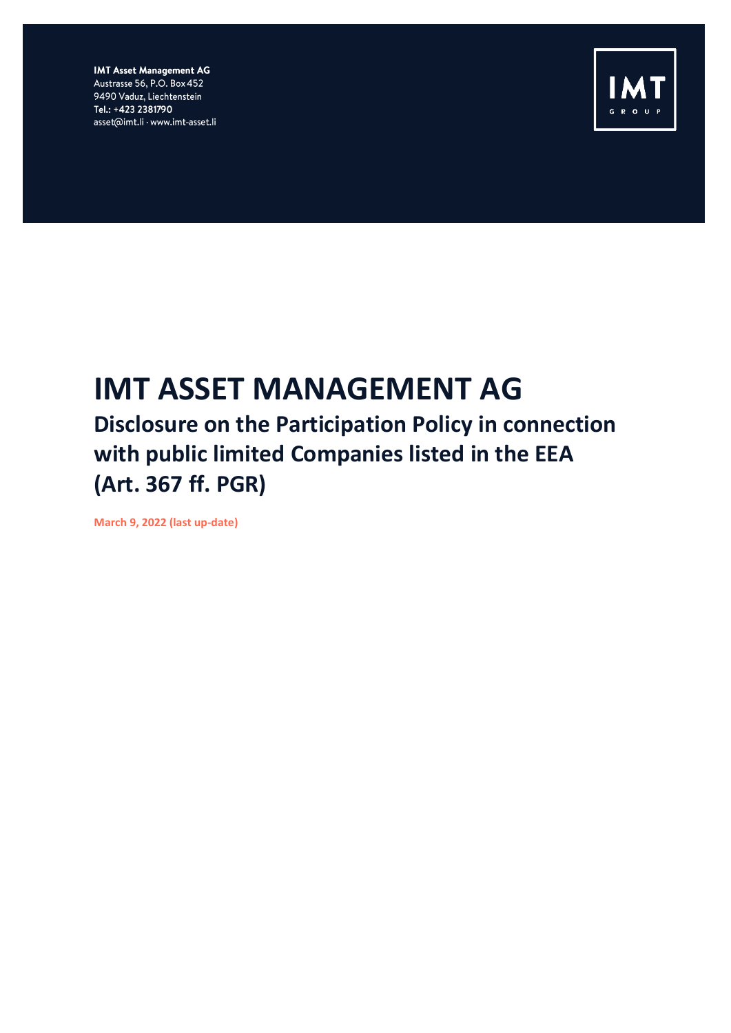**IMT Asset Management AG**
Austrasse 56, P.O. Box 452
9490 Vaduz, Liechtenstein
**Tel.: +423 2381790**
asset@imt.li · www.imt-asset.li

IMT GROUP

# IMT ASSET MANAGEMENT AG

## Disclosure on the Participation Policy in connection with public limited Companies listed in the EEA (Art. 367 ff. PGR)

**March 9, 2022 (last up-date)**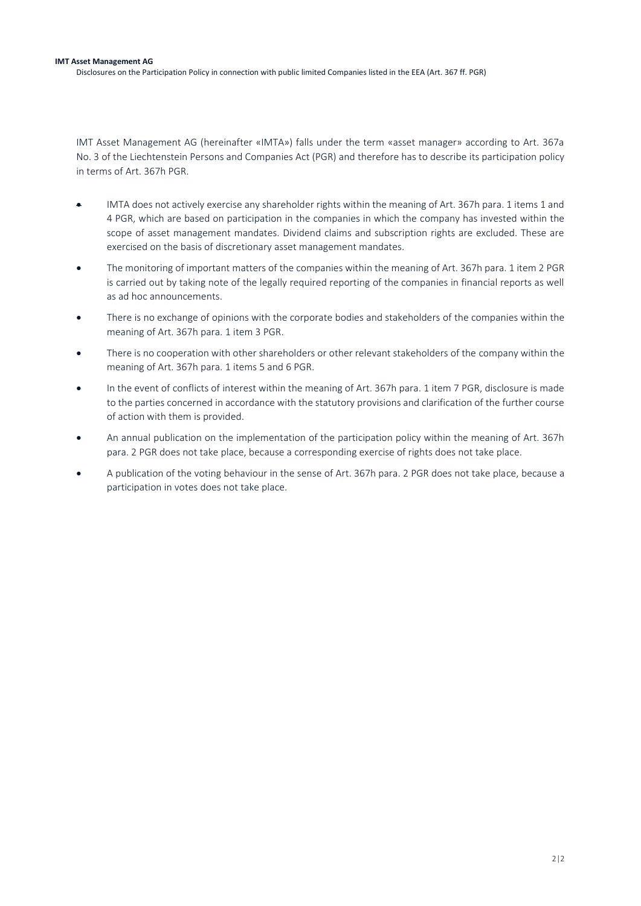IMT Asset Management AG (hereinafter «IMTA») falls under the term «asset manager» according to Art. 367a No. 3 of the Liechtenstein Persons and Companies Act (PGR) and therefore has to describe its participation policy in terms of Art. 367h PGR.

- IMTA does not actively exercise any shareholder rights within the meaning of Art. 367h para. 1 items 1 and 4 PGR, which are based on participation in the companies in which the company has invested within the scope of asset management mandates. Dividend claims and subscription rights are excluded. These are exercised on the basis of discretionary asset management mandates.
- The monitoring of important matters of the companies within the meaning of Art. 367h para. 1 item 2 PGR is carried out by taking note of the legally required reporting of the companies in financial reports as well as ad hoc announcements.
- There is no exchange of opinions with the corporate bodies and stakeholders of the companies within the meaning of Art. 367h para. 1 item 3 PGR.
- There is no cooperation with other shareholders or other relevant stakeholders of the company within the meaning of Art. 367h para. 1 items 5 and 6 PGR.
- In the event of conflicts of interest within the meaning of Art. 367h para. 1 item 7 PGR, disclosure is made to the parties concerned in accordance with the statutory provisions and clarification of the further course of action with them is provided.
- An annual publication on the implementation of the participation policy within the meaning of Art. 367h para. 2 PGR does not take place, because a corresponding exercise of rights does not take place.
- A publication of the voting behaviour in the sense of Art. 367h para. 2 PGR does not take place, because a participation in votes does not take place.